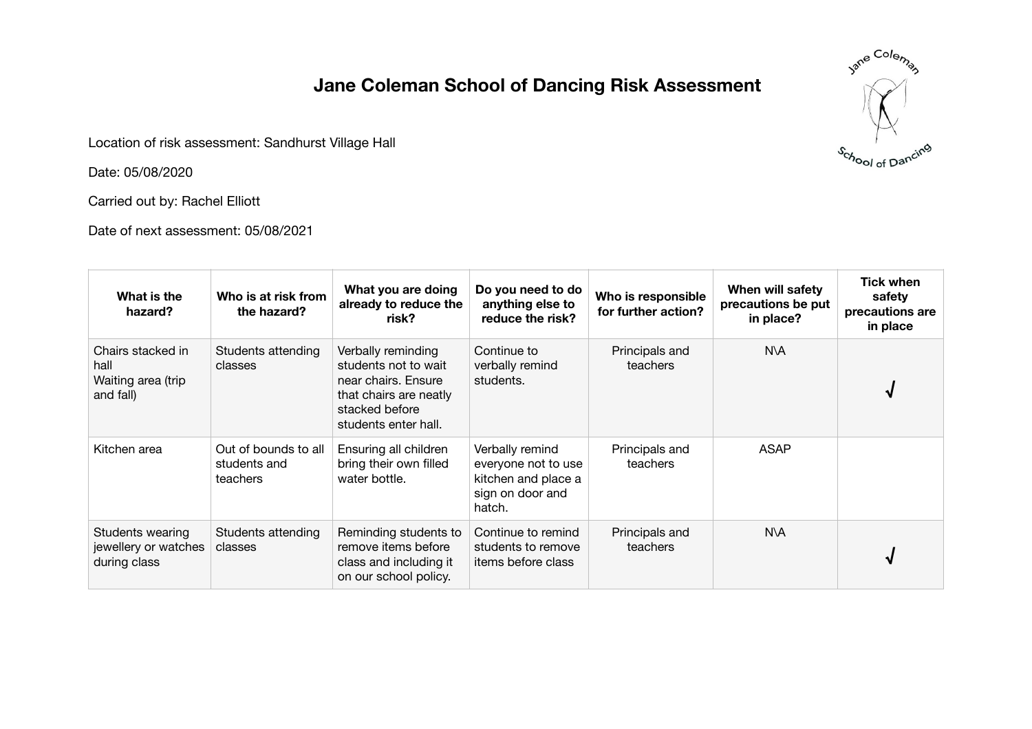# Jane Coleman School of Dancing Risk Assessment

Location of risk assessment: Sandhurst Village Hall

Date: 05/08/2020

Carried out by: Rachel Elliott

Date of next assessment: 05/08/2021

| What is the hazard? | Who is at risk from the hazard? | What you are doing already to reduce the risk? | Do you need to do anything else to reduce the risk? | Who is responsible for further action? | When will safety precautions be put in place? | Tick when safety precautions are in place |
|---|---|---|---|---|---|---|
| Chairs stacked in hall<br>Waiting area (trip and fall) | Students attending classes | Verbally reminding students not to wait near chairs. Ensure that chairs are neatly stacked before students enter hall. | Continue to verbally remind students. | Principals and teachers | N\A | √ |
| Kitchen area | Out of bounds to all students and teachers | Ensuring all children bring their own filled water bottle. | Verbally remind everyone not to use kitchen and place a sign on door and hatch. | Principals and teachers | ASAP | |
| Students wearing jewellery or watches during class | Students attending classes | Reminding students to remove items before class and including it on our school policy. | Continue to remind students to remove items before class | Principals and teachers | N\A | √ |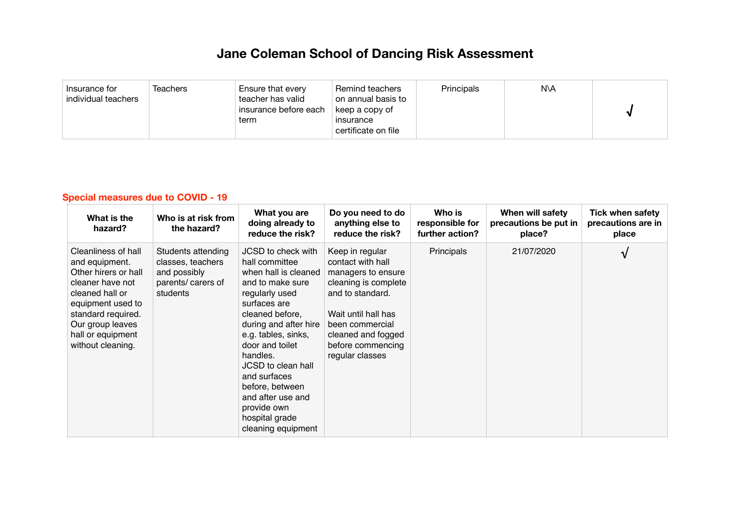# Jane Coleman School of Dancing Risk Assessment

| | | | | | | |
|---|---|---|---|---|---|---|
| Insurance for individual teachers | Teachers | Ensure that every teacher has valid insurance before each term | Remind teachers on annual basis to keep a copy of insurance certificate on file | Principals | N\A | √ |

**Special measures due to COVID - 19**

| What is the hazard? | Who is at risk from the hazard? | What you are doing already to reduce the risk? | Do you need to do anything else to reduce the risk? | Who is responsible for further action? | When will safety precautions be put in place? | Tick when safety precautions are in place |
|---|---|---|---|---|---|---|
| Cleanliness of hall and equipment. Other hirers or hall cleaner have not cleaned hall or equipment used to standard required. Our group leaves hall or equipment without cleaning. | Students attending classes, teachers and possibly parents/ carers of students | JCSD to check with hall committee when hall is cleaned and to make sure regularly used surfaces are cleaned before, during and after hire e.g. tables, sinks, door and toilet handles. JCSD to clean hall and surfaces before, between and after use and provide own hospital grade cleaning equipment | Keep in regular contact with hall managers to ensure cleaning is complete and to standard. Wait until hall has been commercial cleaned and fogged before commencing regular classes | Principals | 21/07/2020 | √ |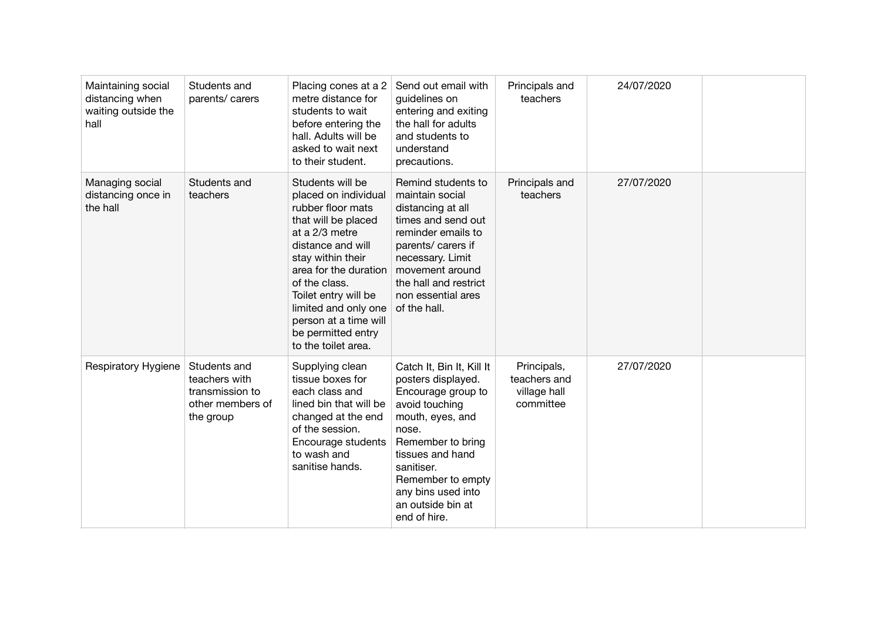| | | | | | | |
|---|---|---|---|---|---|---|
| Maintaining social distancing when waiting outside the hall | Students and parents/ carers | Placing cones at a 2 metre distance for students to wait before entering the hall. Adults will be asked to wait next to their student. | Send out email with guidelines on entering and exiting the hall for adults and students to understand precautions. | Principals and teachers | 24/07/2020 | |
| Managing social distancing once in the hall | Students and teachers | Students will be placed on individual rubber floor mats that will be placed at a 2/3 metre distance and will stay within their area for the duration of the class. Toilet entry will be limited and only one person at a time will be permitted entry to the toilet area. | Remind students to maintain social distancing at all times and send out reminder emails to parents/ carers if necessary. Limit movement around the hall and restrict non essential ares of the hall. | Principals and teachers | 27/07/2020 | |
| Respiratory Hygiene | Students and teachers with transmission to other members of the group | Supplying clean tissue boxes for each class and lined bin that will be changed at the end of the session. Encourage students to wash and sanitise hands. | Catch It, Bin It, Kill It posters displayed. Encourage group to avoid touching mouth, eyes, and nose. Remember to bring tissues and hand sanitiser. Remember to empty any bins used into an outside bin at end of hire. | Principals, teachers and village hall committee | 27/07/2020 | |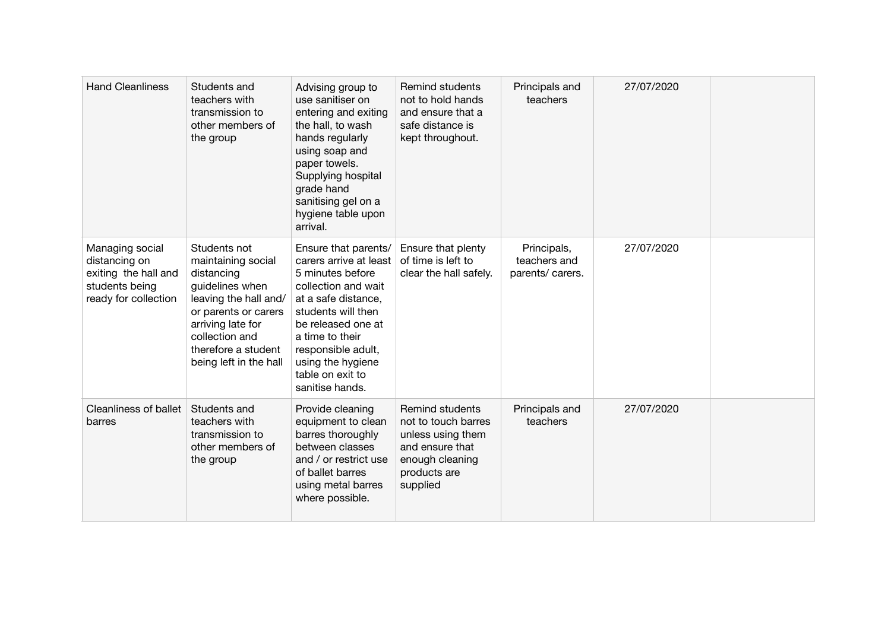| Hand Cleanliness | Students and teachers with transmission to other members of the group | Advising group to use sanitiser on entering and exiting the hall, to wash hands regularly using soap and paper towels. Supplying hospital grade hand sanitising gel on a hygiene table upon arrival. | Remind students not to hold hands and ensure that a safe distance is kept throughout. | Principals and teachers | 27/07/2020 | |
|---|---|---|---|---|---|---|
| Managing social distancing on exiting the hall and students being ready for collection | Students not maintaining social distancing guidelines when leaving the hall and/ or parents or carers arriving late for collection and therefore a student being left in the hall | Ensure that parents/ carers arrive at least 5 minutes before collection and wait at a safe distance, students will then be released one at a time to their responsible adult, using the hygiene table on exit to sanitise hands. | Ensure that plenty of time is left to clear the hall safely. | Principals, teachers and parents/ carers. | 27/07/2020 | |
| Cleanliness of ballet barres | Students and teachers with transmission to other members of the group | Provide cleaning equipment to clean barres thoroughly between classes and / or restrict use of ballet barres using metal barres where possible. | Remind students not to touch barres unless using them and ensure that enough cleaning products are supplied | Principals and teachers | 27/07/2020 | |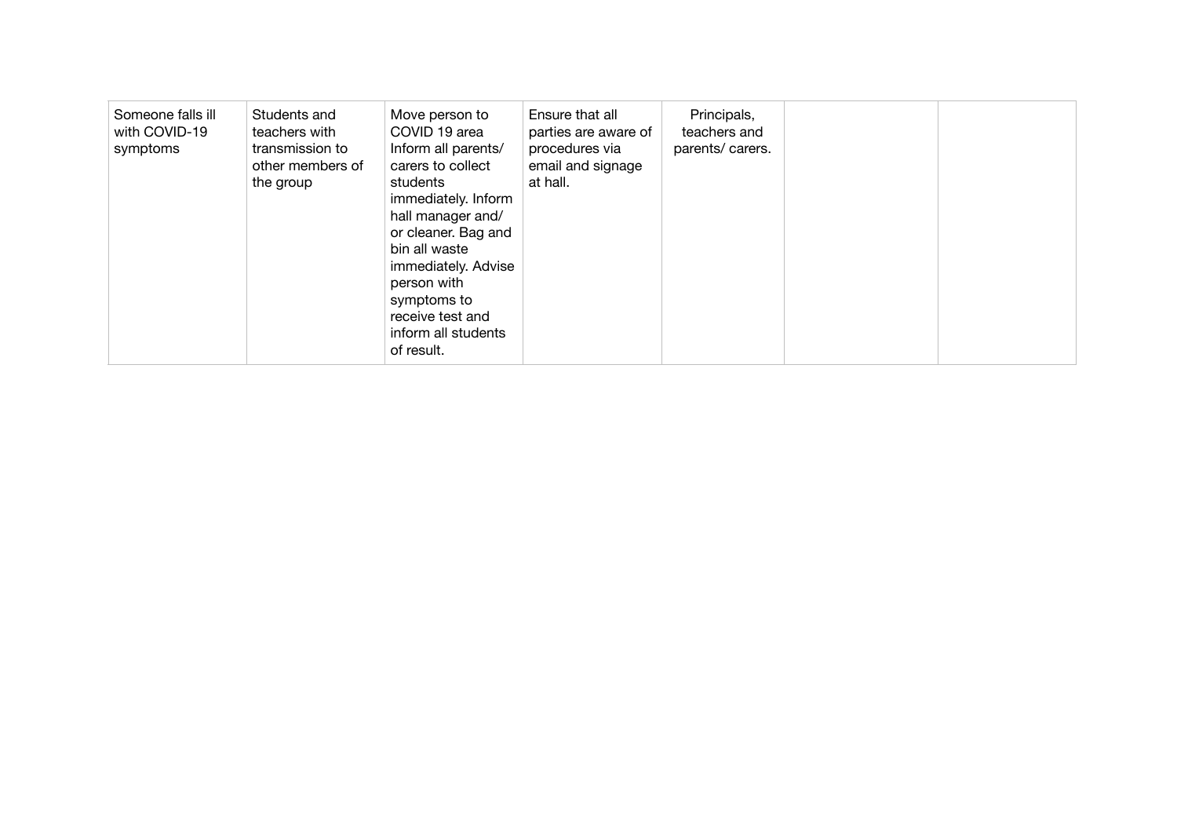| | | | | | | |
|---|---|---|---|---|---|---|
| Someone falls ill with COVID-19 symptoms | Students and teachers with transmission to other members of the group | Move person to COVID 19 area Inform all parents/ carers to collect students immediately. Inform hall manager and/ or cleaner. Bag and bin all waste immediately. Advise person with symptoms to receive test and inform all students of result. | Ensure that all parties are aware of procedures via email and signage at hall. | Principals, teachers and parents/ carers. | | |